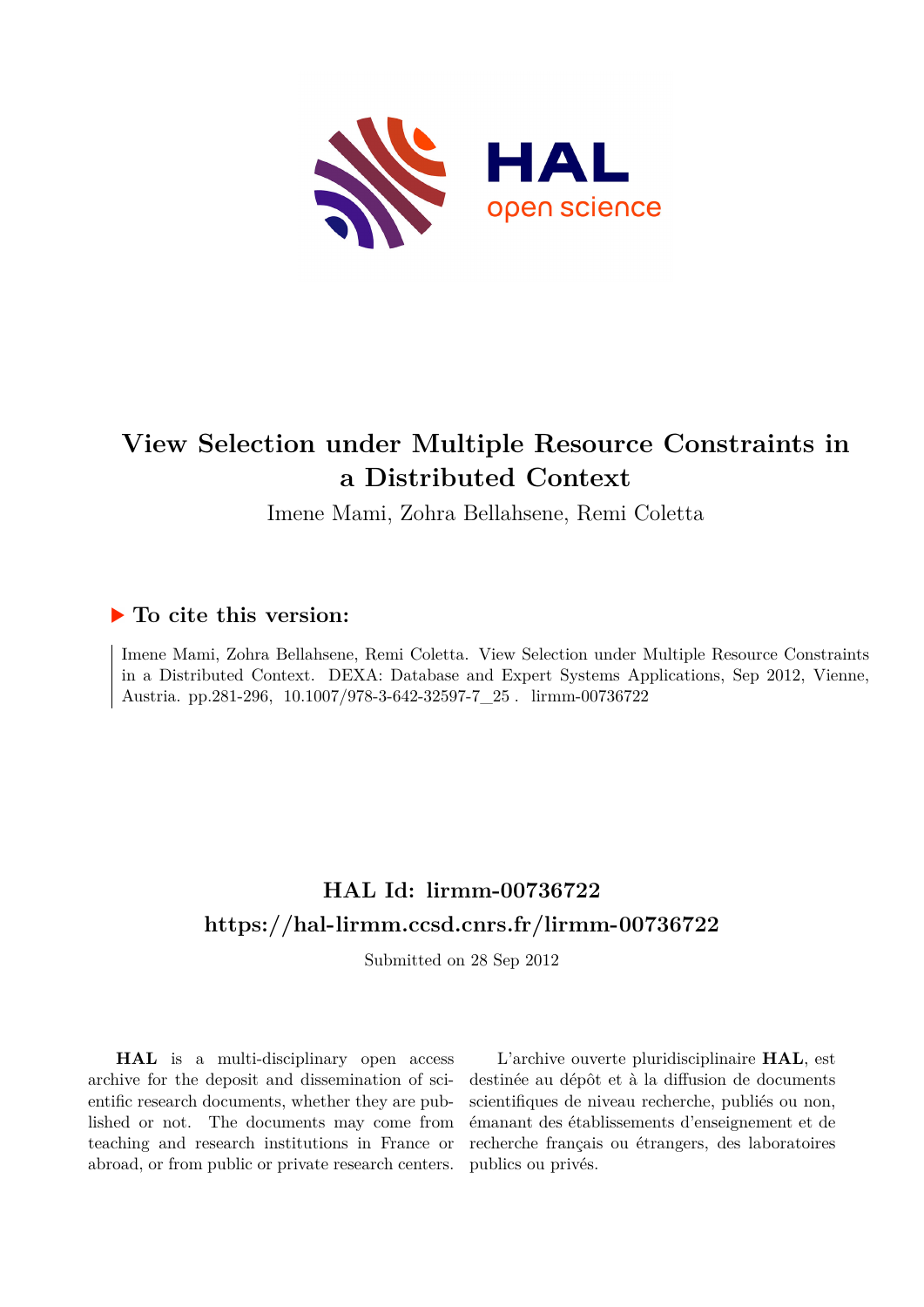# View Selection under Multiple Resource Constraints in a Distributed Context

Imene Mami, Zohra Bellahsene, Remi Coletta

## ▶ To cite this version:

Imene Mami, Zohra Bellahsene, Remi Coletta. View Selection under Multiple Resource Constraints in a Distributed Context. DEXA: Database and Expert Systems Applications, Sep 2012, Vienne, Austria. pp.281-296, 10.1007/978-3-642-32597-7_25 . lirmm-00736722

## HAL Id: lirmm-00736722

## https://hal-lirmm.ccsd.cnrs.fr/lirmm-00736722

Submitted on 28 Sep 2012

**HAL** is a multi-disciplinary open access archive for the deposit and dissemination of scientific research documents, whether they are published or not. The documents may come from teaching and research institutions in France or abroad, or from public or private research centers.

L'archive ouverte pluridisciplinaire **HAL**, est destinée au dépôt et à la diffusion de documents scientifiques de niveau recherche, publiés ou non, émanant des établissements d'enseignement et de recherche français ou étrangers, des laboratoires publics ou privés.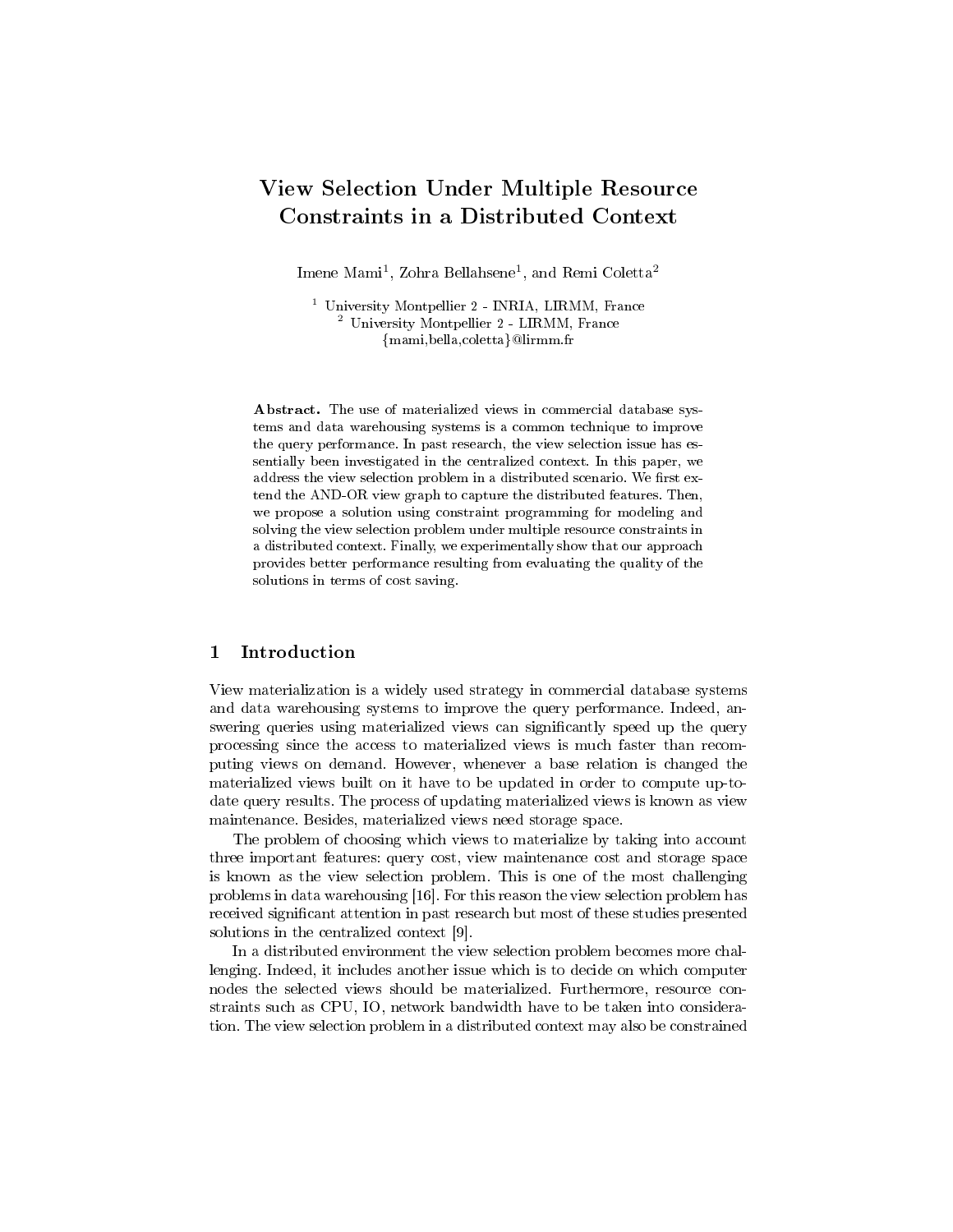# View Selection Under Multiple Resource Constraints in a Distributed Context

Imene Mami[1], Zohra Bellahsene[1], and Remi Coletta[2]

[1] University Montpellier 2 - INRIA, LIRMM, France
[2] University Montpellier 2 - LIRMM, France
{mami,bella,coletta}@lirmm.fr

**Abstract.** The use of materialized views in commercial database systems and data warehousing systems is a common technique to improve the query performance. In past research, the view selection issue has essentially been investigated in the centralized context. In this paper, we address the view selection problem in a distributed scenario. We first extend the AND-OR view graph to capture the distributed features. Then, we propose a solution using constraint programming for modeling and solving the view selection problem under multiple resource constraints in a distributed context. Finally, we experimentally show that our approach provides better performance resulting from evaluating the quality of the solutions in terms of cost saving.

## 1 Introduction

View materialization is a widely used strategy in commercial database systems and data warehousing systems to improve the query performance. Indeed, answering queries using materialized views can significantly speed up the query processing since the access to materialized views is much faster than recomputing views on demand. However, whenever a base relation is changed the materialized views built on it have to be updated in order to compute up-to-date query results. The process of updating materialized views is known as view maintenance. Besides, materialized views need storage space.

The problem of choosing which views to materialize by taking into account three important features: query cost, view maintenance cost and storage space is known as the view selection problem. This is one of the most challenging problems in data warehousing [16]. For this reason the view selection problem has received significant attention in past research but most of these studies presented solutions in the centralized context [9].

In a distributed environment the view selection problem becomes more challenging. Indeed, it includes another issue which is to decide on which computer nodes the selected views should be materialized. Furthermore, resource constraints such as CPU, IO, network bandwidth have to be taken into consideration. The view selection problem in a distributed context may also be constrained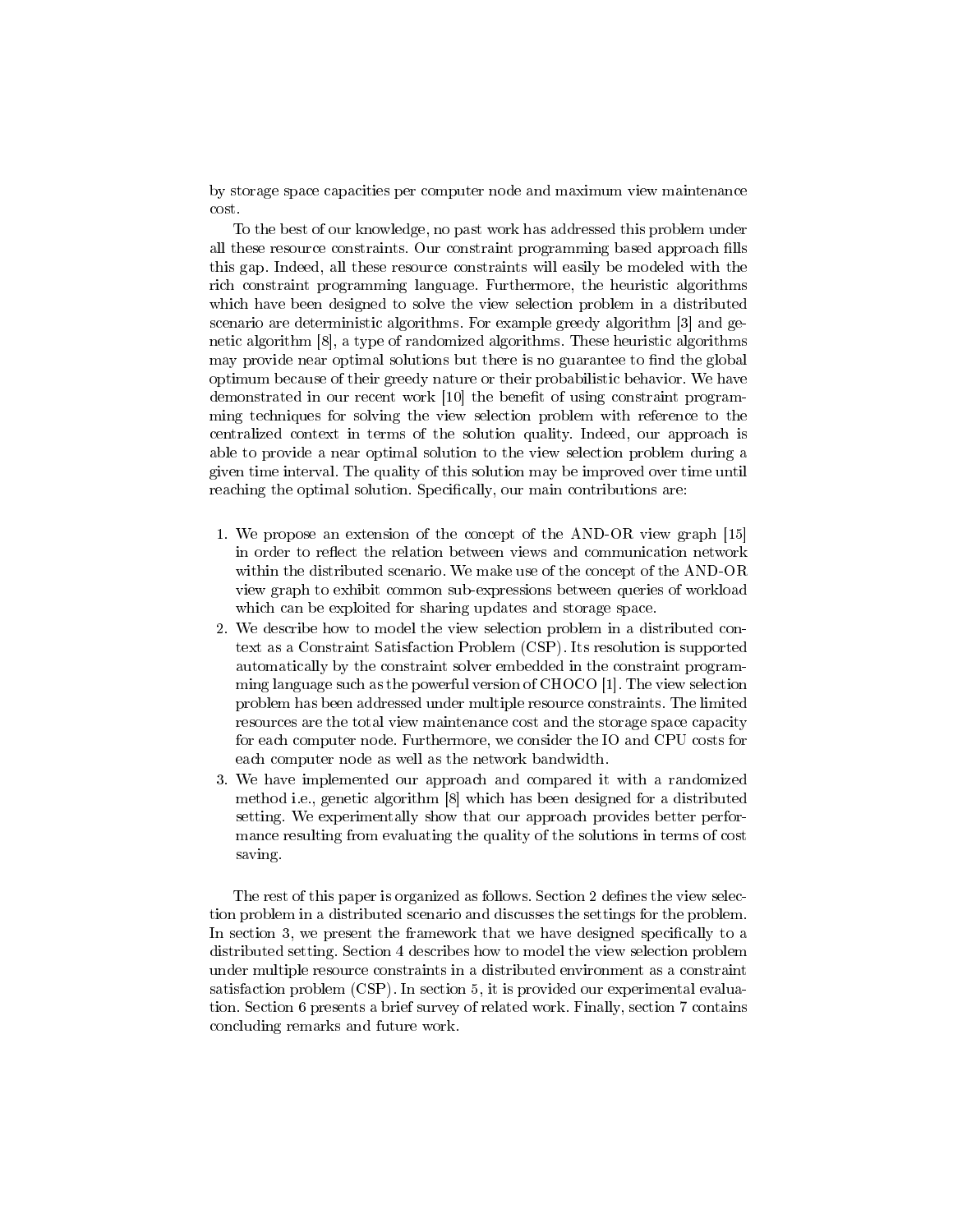by storage space capacities per computer node and maximum view maintenance cost.

To the best of our knowledge, no past work has addressed this problem under all these resource constraints. Our constraint programming based approach fills this gap. Indeed, all these resource constraints will easily be modeled with the rich constraint programming language. Furthermore, the heuristic algorithms which have been designed to solve the view selection problem in a distributed scenario are deterministic algorithms. For example greedy algorithm [3] and genetic algorithm [8], a type of randomized algorithms. These heuristic algorithms may provide near optimal solutions but there is no guarantee to find the global optimum because of their greedy nature or their probabilistic behavior. We have demonstrated in our recent work [10] the benefit of using constraint programming techniques for solving the view selection problem with reference to the centralized context in terms of the solution quality. Indeed, our approach is able to provide a near optimal solution to the view selection problem during a given time interval. The quality of this solution may be improved over time until reaching the optimal solution. Specifically, our main contributions are:

1. We propose an extension of the concept of the AND-OR view graph [15] in order to reflect the relation between views and communication network within the distributed scenario. We make use of the concept of the AND-OR view graph to exhibit common sub-expressions between queries of workload which can be exploited for sharing updates and storage space.
2. We describe how to model the view selection problem in a distributed context as a Constraint Satisfaction Problem (CSP). Its resolution is supported automatically by the constraint solver embedded in the constraint programming language such as the powerful version of CHOCO [1]. The view selection problem has been addressed under multiple resource constraints. The limited resources are the total view maintenance cost and the storage space capacity for each computer node. Furthermore, we consider the IO and CPU costs for each computer node as well as the network bandwidth.
3. We have implemented our approach and compared it with a randomized method i.e., genetic algorithm [8] which has been designed for a distributed setting. We experimentally show that our approach provides better performance resulting from evaluating the quality of the solutions in terms of cost saving.

The rest of this paper is organized as follows. Section 2 defines the view selection problem in a distributed scenario and discusses the settings for the problem. In section 3, we present the framework that we have designed specifically to a distributed setting. Section 4 describes how to model the view selection problem under multiple resource constraints in a distributed environment as a constraint satisfaction problem (CSP). In section 5, it is provided our experimental evaluation. Section 6 presents a brief survey of related work. Finally, section 7 contains concluding remarks and future work.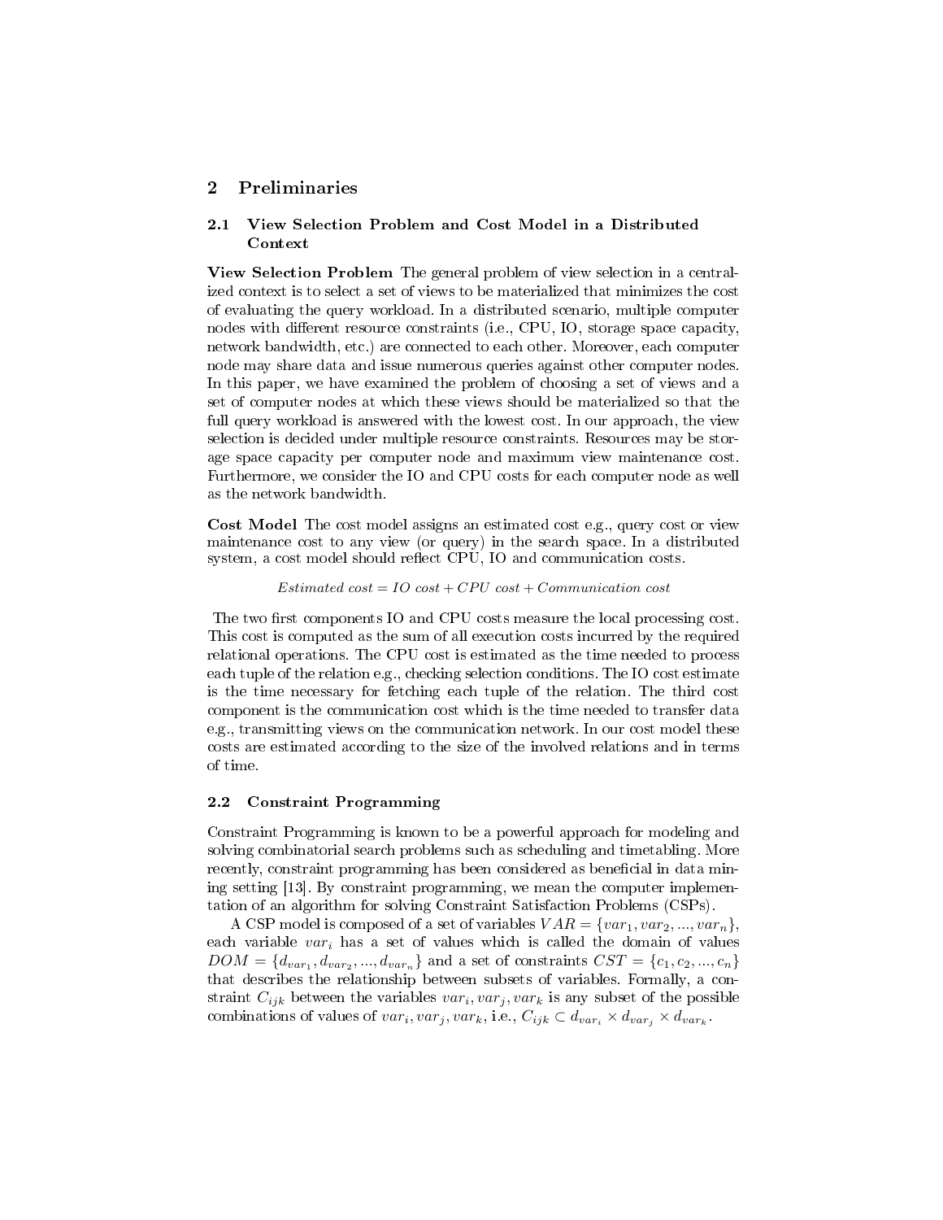## 2 Preliminaries

### 2.1 View Selection Problem and Cost Model in a Distributed Context

**View Selection Problem** The general problem of view selection in a centralized context is to select a set of views to be materialized that minimizes the cost of evaluating the query workload. In a distributed scenario, multiple computer nodes with different resource constraints (i.e., CPU, IO, storage space capacity, network bandwidth, etc.) are connected to each other. Moreover, each computer node may share data and issue numerous queries against other computer nodes. In this paper, we have examined the problem of choosing a set of views and a set of computer nodes at which these views should be materialized so that the full query workload is answered with the lowest cost. In our approach, the view selection is decided under multiple resource constraints. Resources may be storage space capacity per computer node and maximum view maintenance cost. Furthermore, we consider the IO and CPU costs for each computer node as well as the network bandwidth.

**Cost Model** The cost model assigns an estimated cost e.g., query cost or view maintenance cost to any view (or query) in the search space. In a distributed system, a cost model should reflect CPU, IO and communication costs.

$$Estimated\ cost = IO\ cost + CPU\ cost + Communication\ cost$$

The two first components IO and CPU costs measure the local processing cost. This cost is computed as the sum of all execution costs incurred by the required relational operations. The CPU cost is estimated as the time needed to process each tuple of the relation e.g., checking selection conditions. The IO cost estimate is the time necessary for fetching each tuple of the relation. The third cost component is the communication cost which is the time needed to transfer data e.g., transmitting views on the communication network. In our cost model these costs are estimated according to the size of the involved relations and in terms of time.

### 2.2 Constraint Programming

Constraint Programming is known to be a powerful approach for modeling and solving combinatorial search problems such as scheduling and timetabling. More recently, constraint programming has been considered as beneficial in data mining setting [13]. By constraint programming, we mean the computer implementation of an algorithm for solving Constraint Satisfaction Problems (CSPs).

A CSP model is composed of a set of variables $VAR = \{var_1, var_2, ..., var_n\}$, each variable $var_i$ has a set of values which is called the domain of values $DOM = \{d_{var_1}, d_{var_2}, ..., d_{var_n}\}$ and a set of constraints $CST = \{c_1, c_2, ..., c_n\}$ that describes the relationship between subsets of variables. Formally, a constraint $C_{ijk}$ between the variables $var_i, var_j, var_k$ is any subset of the possible combinations of values of $var_i, var_j, var_k$, i.e., $C_{ijk} \subset d_{var_i} \times d_{var_j} \times d_{var_k}$.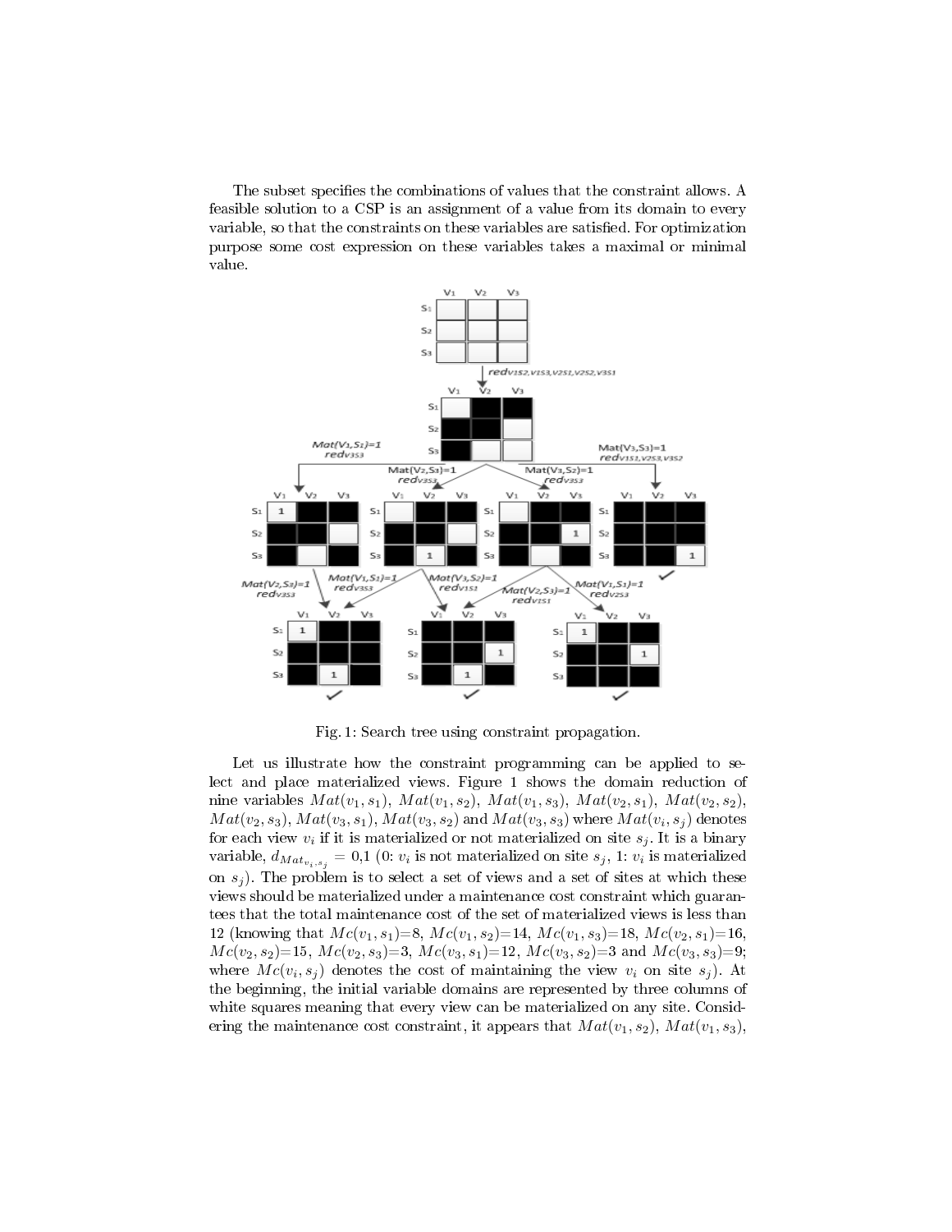The subset specifies the combinations of values that the constraint allows. A feasible solution to a CSP is an assignment of a value from its domain to every variable, so that the constraints on these variables are satisfied. For optimization purpose some cost expression on these variables takes a maximal or minimal value.

Fig. 1: Search tree using constraint propagation.

Let us illustrate how the constraint programming can be applied to select and place materialized views. Figure 1 shows the domain reduction of nine variables $Mat(v_1, s_1)$, $Mat(v_1, s_2)$, $Mat(v_1, s_3)$, $Mat(v_2, s_1)$, $Mat(v_2, s_2)$, $Mat(v_2, s_3)$, $Mat(v_3, s_1)$, $Mat(v_3, s_2)$ and $Mat(v_3, s_3)$ where $Mat(v_i, s_j)$ denotes for each view $v_i$ if it is materialized or not materialized on site $s_j$. It is a binary variable, $d_{Mat_{v_i,s_j}} = 0,1$ (0: $v_i$ is not materialized on site $s_j$, 1: $v_i$ is materialized on $s_j$). The problem is to select a set of views and a set of sites at which these views should be materialized under a maintenance cost constraint which guarantees that the total maintenance cost of the set of materialized views is less than 12 (knowing that $Mc(v_1, s_1)$=8, $Mc(v_1, s_2)$=14, $Mc(v_1, s_3)$=18, $Mc(v_2, s_1)$=16, $Mc(v_2, s_2)$=15, $Mc(v_2, s_3)$=3, $Mc(v_3, s_1)$=12, $Mc(v_3, s_2)$=3 and $Mc(v_3, s_3)$=9; where $Mc(v_i, s_j)$ denotes the cost of maintaining the view $v_i$ on site $s_j$). At the beginning, the initial variable domains are represented by three columns of white squares meaning that every view can be materialized on any site. Considering the maintenance cost constraint, it appears that $Mat(v_1, s_2)$, $Mat(v_1, s_3)$,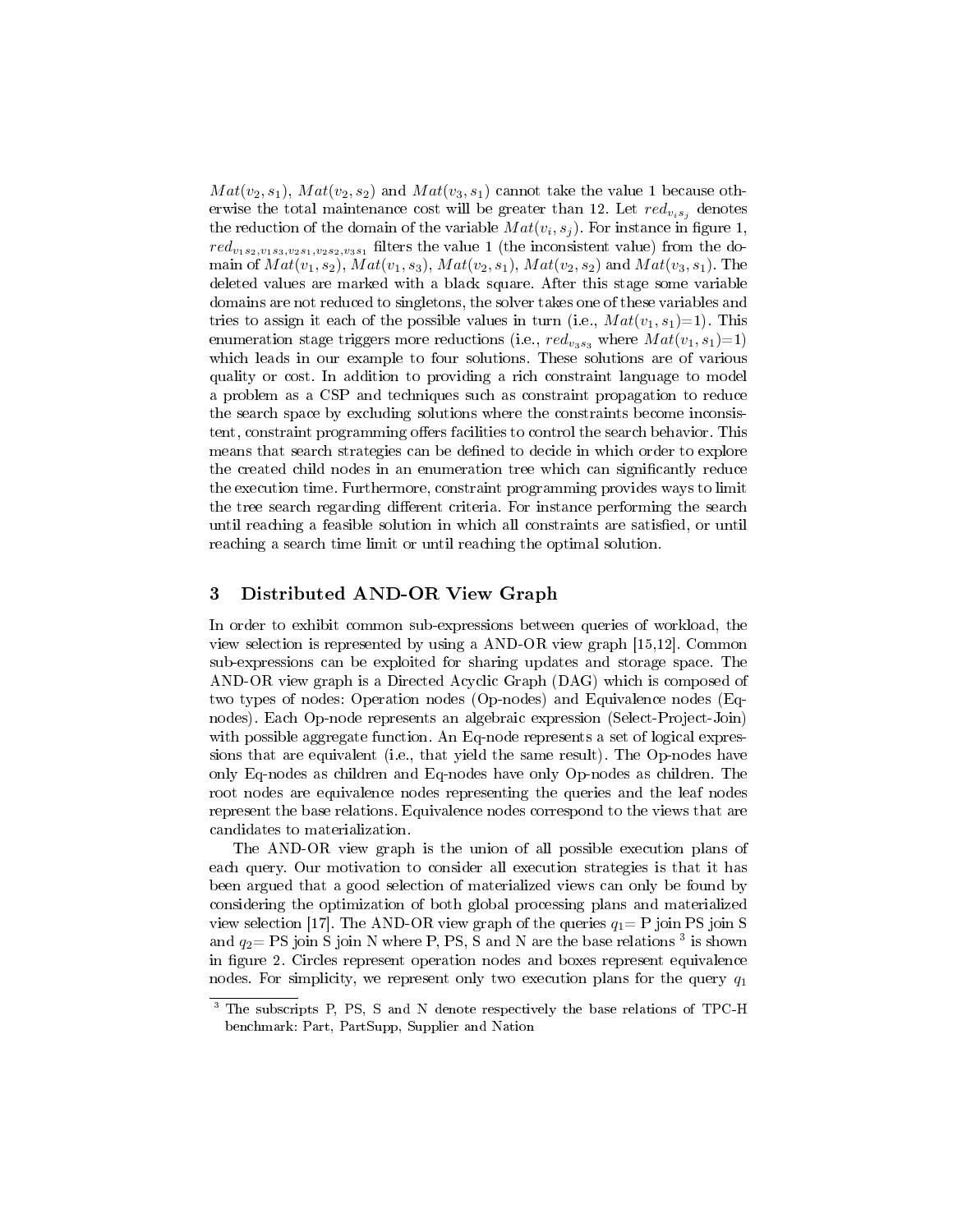$Mat(v_2, s_1)$, $Mat(v_2, s_2)$ and $Mat(v_3, s_1)$ cannot take the value 1 because otherwise the total maintenance cost will be greater than 12. Let $red_{v_i s_j}$ denotes the reduction of the domain of the variable $Mat(v_i, s_j)$. For instance in figure 1, $red_{v_1 s_2, v_1 s_3, v_2 s_1, v_2 s_2, v_3 s_1}$ filters the value 1 (the inconsistent value) from the domain of $Mat(v_1, s_2)$, $Mat(v_1, s_3)$, $Mat(v_2, s_1)$, $Mat(v_2, s_2)$ and $Mat(v_3, s_1)$. The deleted values are marked with a black square. After this stage some variable domains are not reduced to singletons, the solver takes one of these variables and tries to assign it each of the possible values in turn (i.e., $Mat(v_1, s_1)$=1). This enumeration stage triggers more reductions (i.e., $red_{v_3 s_3}$ where $Mat(v_1, s_1)$=1) which leads in our example to four solutions. These solutions are of various quality or cost. In addition to providing a rich constraint language to model a problem as a CSP and techniques such as constraint propagation to reduce the search space by excluding solutions where the constraints become inconsistent, constraint programming offers facilities to control the search behavior. This means that search strategies can be defined to decide in which order to explore the created child nodes in an enumeration tree which can significantly reduce the execution time. Furthermore, constraint programming provides ways to limit the tree search regarding different criteria. For instance performing the search until reaching a feasible solution in which all constraints are satisfied, or until reaching a search time limit or until reaching the optimal solution.

## 3 Distributed AND-OR View Graph

In order to exhibit common sub-expressions between queries of workload, the view selection is represented by using a AND-OR view graph [15,12]. Common sub-expressions can be exploited for sharing updates and storage space. The AND-OR view graph is a Directed Acyclic Graph (DAG) which is composed of two types of nodes: Operation nodes (Op-nodes) and Equivalence nodes (Eq-nodes). Each Op-node represents an algebraic expression (Select-Project-Join) with possible aggregate function. An Eq-node represents a set of logical expressions that are equivalent (i.e., that yield the same result). The Op-nodes have only Eq-nodes as children and Eq-nodes have only Op-nodes as children. The root nodes are equivalence nodes representing the queries and the leaf nodes represent the base relations. Equivalence nodes correspond to the views that are candidates to materialization.

The AND-OR view graph is the union of all possible execution plans of each query. Our motivation to consider all execution strategies is that it has been argued that a good selection of materialized views can only be found by considering the optimization of both global processing plans and materialized view selection [17]. The AND-OR view graph of the queries $q_1$= P join PS join S and $q_2$= PS join S join N where P, PS, S and N are the base relations [3] is shown in figure 2. Circles represent operation nodes and boxes represent equivalence nodes. For simplicity, we represent only two execution plans for the query $q_1$

[3] The subscripts P, PS, S and N denote respectively the base relations of TPC-H benchmark: Part, PartSupp, Supplier and Nation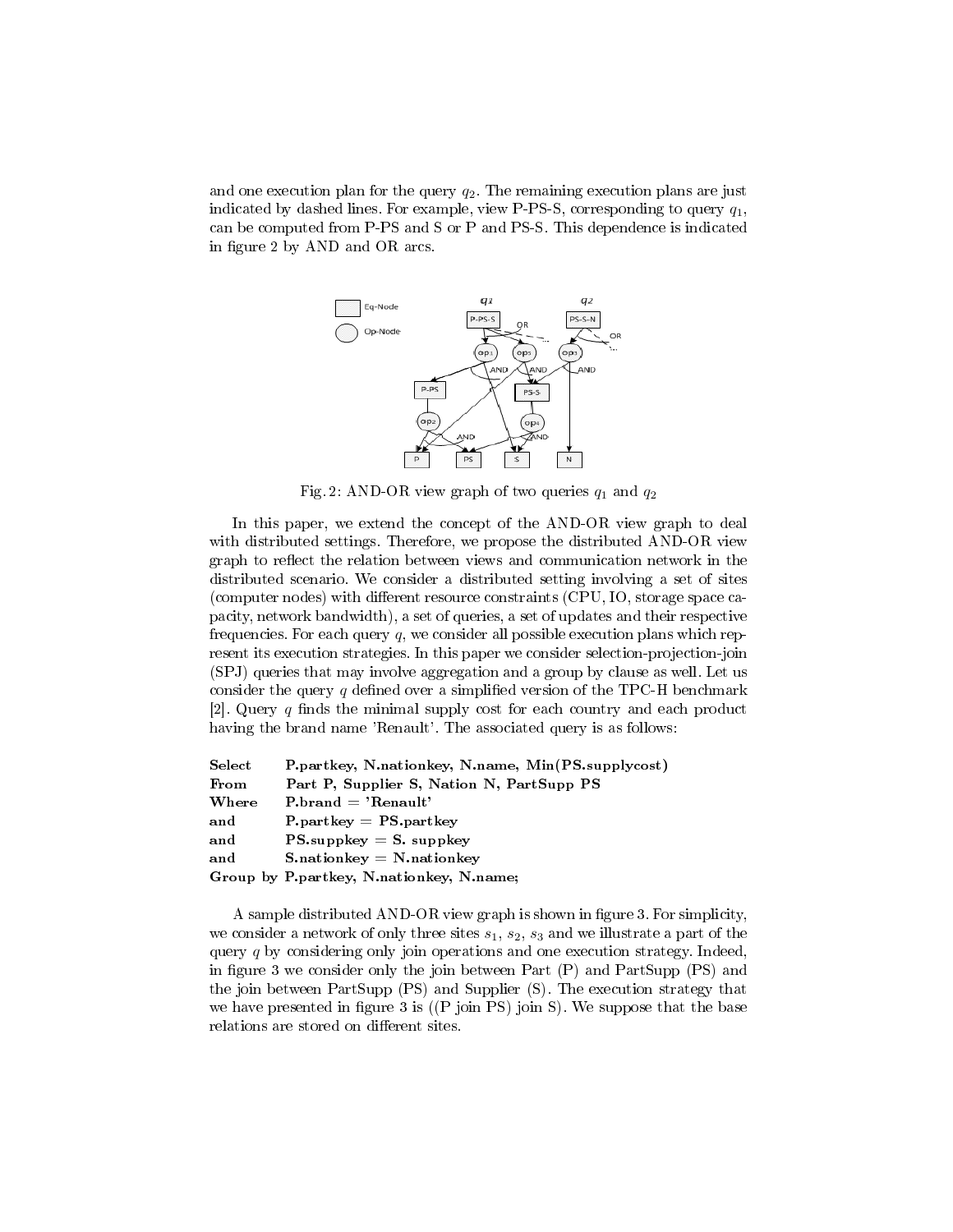and one execution plan for the query $q_2$. The remaining execution plans are just indicated by dashed lines. For example, view P-PS-S, corresponding to query $q_1$, can be computed from P-PS and S or P and PS-S. This dependence is indicated in figure 2 by AND and OR arcs.

Fig. 2: AND-OR view graph of two queries $q_1$ and $q_2$

In this paper, we extend the concept of the AND-OR view graph to deal with distributed settings. Therefore, we propose the distributed AND-OR view graph to reflect the relation between views and communication network in the distributed scenario. We consider a distributed setting involving a set of sites (computer nodes) with different resource constraints (CPU, IO, storage space capacity, network bandwidth), a set of queries, a set of updates and their respective frequencies. For each query $q$, we consider all possible execution plans which represent its execution strategies. In this paper we consider selection-projection-join (SPJ) queries that may involve aggregation and a group by clause as well. Let us consider the query $q$ defined over a simplified version of the TPC-H benchmark [2]. Query $q$ finds the minimal supply cost for each country and each product having the brand name 'Renault'. The associated query is as follows:

```
Select    P.partkey, N.nationkey, N.name, Min(PS.supplycost)
From      Part P, Supplier S, Nation N, PartSupp PS
Where     P.brand = 'Renault'
and       P.partkey = PS.partkey
and       PS.suppkey = S. suppkey
and       S.nationkey = N.nationkey
Group by P.partkey, N.nationkey, N.name;
```

A sample distributed AND-OR view graph is shown in figure 3. For simplicity, we consider a network of only three sites $s_1$, $s_2$, $s_3$ and we illustrate a part of the query $q$ by considering only join operations and one execution strategy. Indeed, in figure 3 we consider only the join between Part (P) and PartSupp (PS) and the join between PartSupp (PS) and Supplier (S). The execution strategy that we have presented in figure 3 is ((P join PS) join S). We suppose that the base relations are stored on different sites.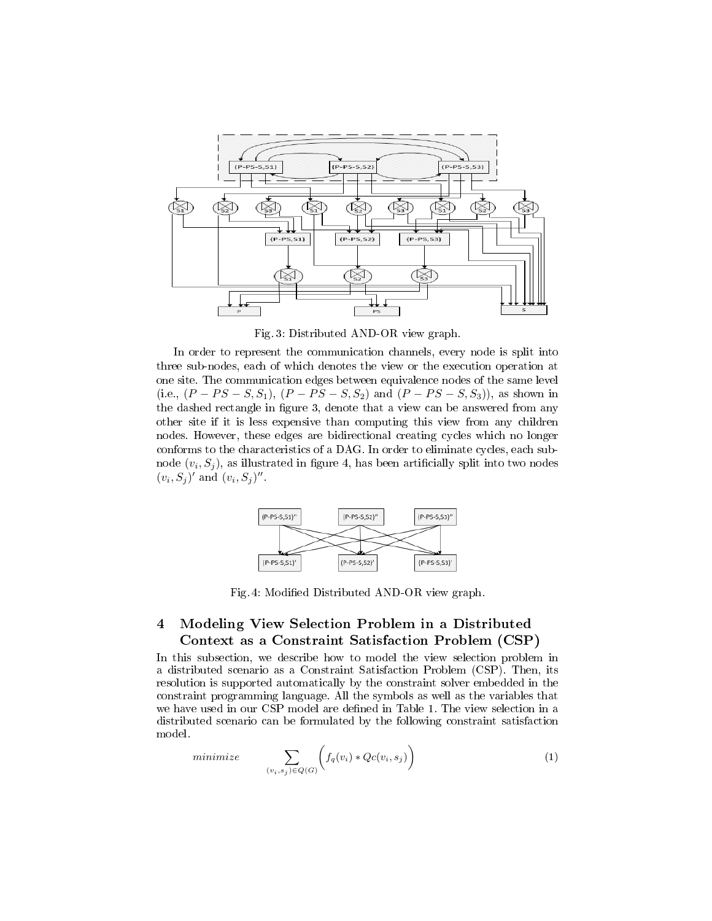Fig. 3: Distributed AND-OR view graph.

In order to represent the communication channels, every node is split into three sub-nodes, each of which denotes the view or the execution operation at one site. The communication edges between equivalence nodes of the same level (i.e., $(P-PS-S, S_1)$, $(P-PS-S, S_2)$ and $(P-PS-S, S_3)$), as shown in the dashed rectangle in figure 3, denote that a view can be answered from any other site if it is less expensive than computing this view from any children nodes. However, these edges are bidirectional creating cycles which no longer conforms to the characteristics of a DAG. In order to eliminate cycles, each sub-node $(v_i, S_j)$, as illustrated in figure 4, has been artificially split into two nodes $(v_i, S_j)'$ and $(v_i, S_j)''$.

Fig. 4: Modified Distributed AND-OR view graph.

## 4 Modeling View Selection Problem in a Distributed Context as a Constraint Satisfaction Problem (CSP)

In this subsection, we describe how to model the view selection problem in a distributed scenario as a Constraint Satisfaction Problem (CSP). Then, its resolution is supported automatically by the constraint solver embedded in the constraint programming language. All the symbols as well as the variables that we have used in our CSP model are defined in Table 1. The view selection in a distributed scenario can be formulated by the following constraint satisfaction model.

$$minimize \qquad \sum_{(v_i,s_j)\in Q(G)} \Big( f_q(v_i) * Qc(v_i, s_j) \Big) \tag{1}$$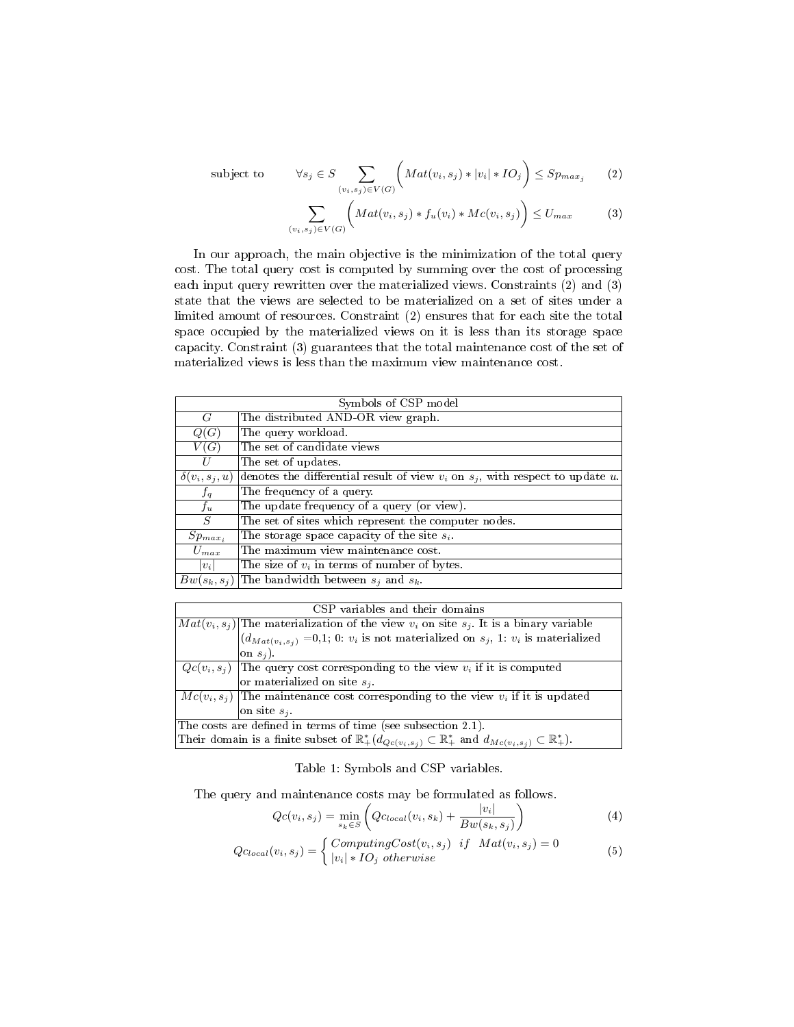$$\text{subject to} \quad \forall s_j \in S \sum_{(v_i,s_j)\in V(G)} \left( Mat(v_i, s_j) * |v_i| * IO_j \right) \leq Sp_{max_j} \tag{2}$$

$$\sum_{(v_i,s_j)\in V(G)} \left( Mat(v_i, s_j) * f_u(v_i) * Mc(v_i, s_j) \right) \leq U_{max} \tag{3}$$

In our approach, the main objective is the minimization of the total query cost. The total query cost is computed by summing over the cost of processing each input query rewritten over the materialized views. Constraints (2) and (3) state that the views are selected to be materialized on a set of sites under a limited amount of resources. Constraint (2) ensures that for each site the total space occupied by the materialized views on it is less than its storage space capacity. Constraint (3) guarantees that the total maintenance cost of the set of materialized views is less than the maximum view maintenance cost.

| Symbols of CSP model | |
|---|---|
| $G$ | The distributed AND-OR view graph. |
| $Q(G)$ | The query workload. |
| $V(G)$ | The set of candidate views |
| $U$ | The set of updates. |
| $\delta(v_i, s_j, u)$ | denotes the differential result of view $v_i$ on $s_j$, with respect to update $u$. |
| $f_q$ | The frequency of a query. |
| $f_u$ | The update frequency of a query (or view). |
| $S$ | The set of sites which represent the computer nodes. |
| $Sp_{max_i}$ | The storage space capacity of the site $s_i$. |
| $U_{max}$ | The maximum view maintenance cost. |
| $\|v_i\|$ | The size of $v_i$ in terms of number of bytes. |
| $Bw(s_k, s_j)$ | The bandwidth between $s_j$ and $s_k$. |

| CSP variables and their domains | |
|---|---|
| $Mat(v_i, s_j)$ | The materialization of the view $v_i$ on site $s_j$. It is a binary variable ($d_{Mat(v_i,s_j)}$ =0,1; 0: $v_i$ is not materialized on $s_j$, 1: $v_i$ is materialized on $s_j$). |
| $Qc(v_i, s_j)$ | The query cost corresponding to the view $v_i$ if it is computed or materialized on site $s_j$. |
| $Mc(v_i, s_j)$ | The maintenance cost corresponding to the view $v_i$ if it is updated on site $s_j$. |
| The costs are defined in terms of time (see subsection 2.1). Their domain is a finite subset of $\mathbb{R}_+^*$($d_{Qc(v_i,s_j)} \subset \mathbb{R}_+^*$ and $d_{Mc(v_i,s_j)} \subset \mathbb{R}_+^*$). | |

Table 1: Symbols and CSP variables.

The query and maintenance costs may be formulated as follows.

$$Qc(v_i, s_j) = \min_{s_k \in S} \left( Qc_{local}(v_i, s_k) + \frac{|v_i|}{Bw(s_k, s_j)} \right) \tag{4}$$

$$Qc_{local}(v_i, s_j) = \begin{cases} ComputingCost(v_i, s_j) \quad if \quad Mat(v_i, s_j) = 0 \\ |v_i| * IO_j \ otherwise \end{cases} \tag{5}$$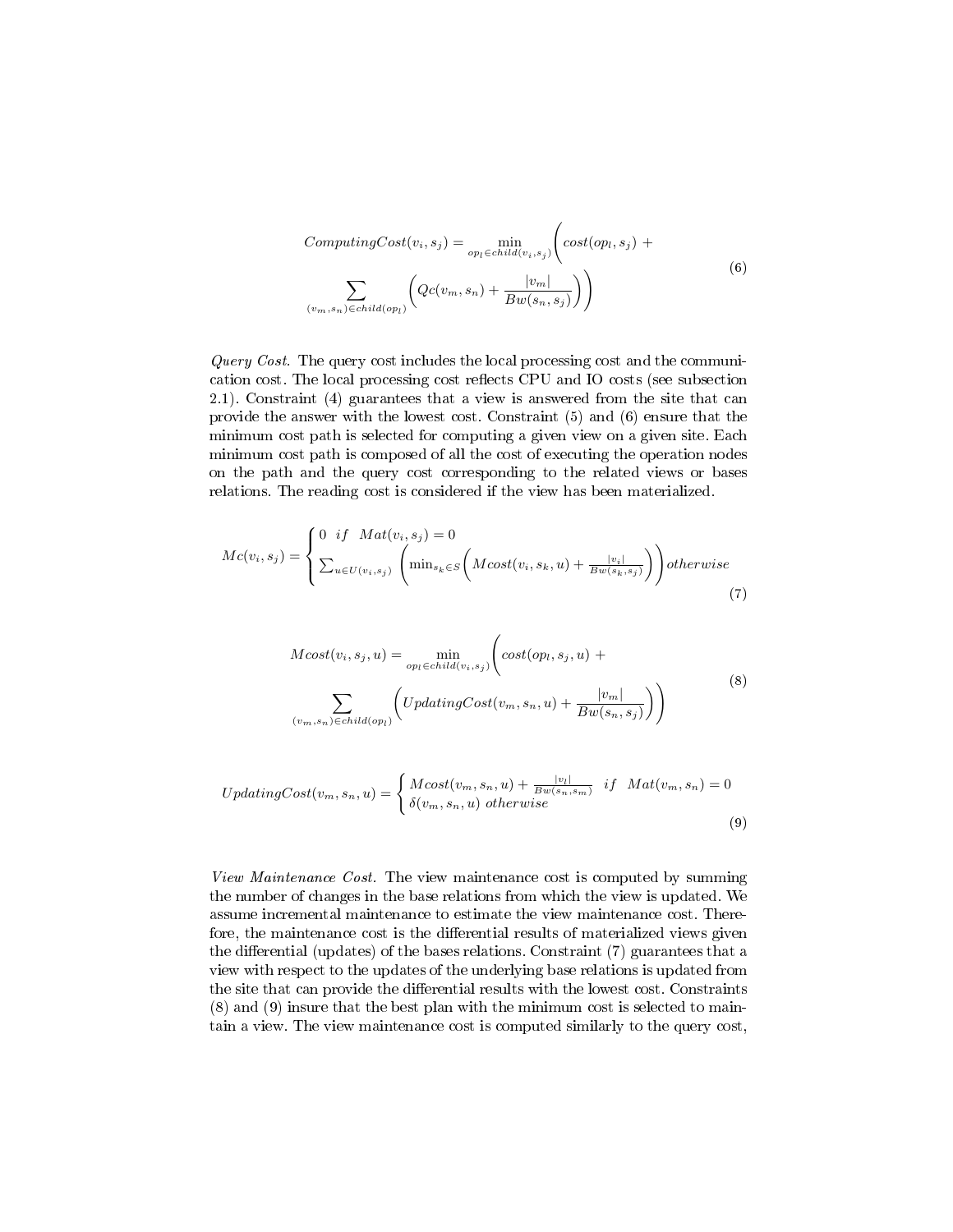$$ComputingCost(v_i, s_j) = \min_{op_l \in child(v_i, s_j)} \Bigg( cost(op_l, s_j) + \sum_{(v_m, s_n) \in child(op_l)} \Big( Qc(v_m, s_n) + \frac{|v_m|}{Bw(s_n, s_j)} \Big) \Bigg) \tag{6}$$

*Query Cost.* The query cost includes the local processing cost and the communication cost. The local processing cost reflects CPU and IO costs (see subsection 2.1). Constraint (4) guarantees that a view is answered from the site that can provide the answer with the lowest cost. Constraint (5) and (6) ensure that the minimum cost path is selected for computing a given view on a given site. Each minimum cost path is composed of all the cost of executing the operation nodes on the path and the query cost corresponding to the related views or bases relations. The reading cost is considered if the view has been materialized.

$$Mc(v_i, s_j) = \begin{cases} 0 \quad if \quad Mat(v_i, s_j) = 0 \\ \sum_{u \in U(v_i, s_j)} \Bigg( \min_{s_k \in S} \Big( Mcost(v_i, s_k, u) + \frac{|v_i|}{Bw(s_k, s_j)} \Big) \Bigg) otherwise \end{cases} \tag{7}$$

$$Mcost(v_i, s_j, u) = \min_{op_l \in child(v_i, s_j)} \Bigg( cost(op_l, s_j, u) + \sum_{(v_m, s_n) \in child(op_l)} \Big( UpdatingCost(v_m, s_n, u) + \frac{|v_m|}{Bw(s_n, s_j)} \Big) \Bigg) \tag{8}$$

$$UpdatingCost(v_m, s_n, u) = \begin{cases} Mcost(v_m, s_n, u) + \frac{|v_l|}{Bw(s_n, s_m)} \quad if \quad Mat(v_m, s_n) = 0 \\ \delta(v_m, s_n, u) \ otherwise \end{cases} \tag{9}$$

*View Maintenance Cost.* The view maintenance cost is computed by summing the number of changes in the base relations from which the view is updated. We assume incremental maintenance to estimate the view maintenance cost. Therefore, the maintenance cost is the differential results of materialized views given the differential (updates) of the bases relations. Constraint (7) guarantees that a view with respect to the updates of the underlying base relations is updated from the site that can provide the differential results with the lowest cost. Constraints (8) and (9) insure that the best plan with the minimum cost is selected to maintain a view. The view maintenance cost is computed similarly to the query cost,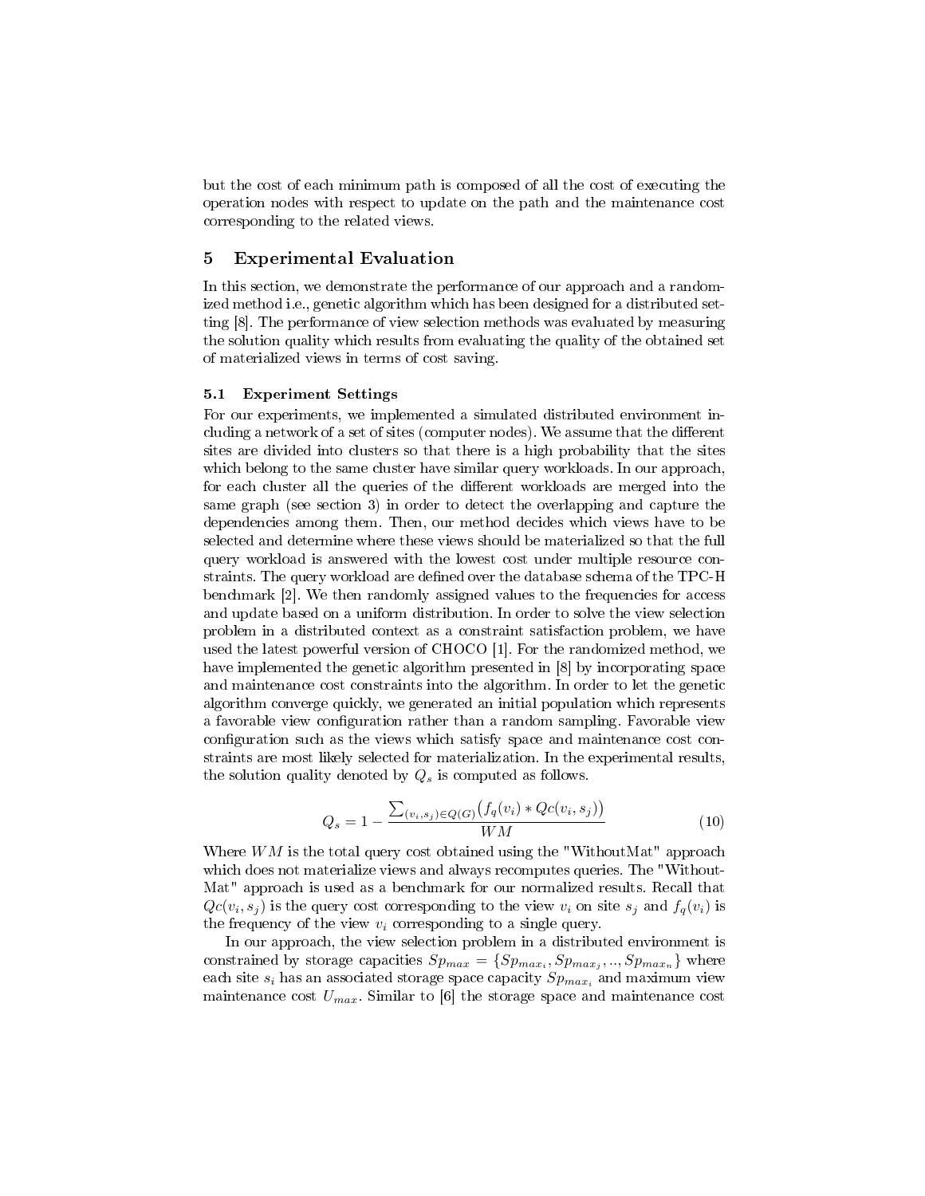but the cost of each minimum path is composed of all the cost of executing the operation nodes with respect to update on the path and the maintenance cost corresponding to the related views.

## 5 Experimental Evaluation

In this section, we demonstrate the performance of our approach and a randomized method i.e., genetic algorithm which has been designed for a distributed setting [8]. The performance of view selection methods was evaluated by measuring the solution quality which results from evaluating the quality of the obtained set of materialized views in terms of cost saving.

### 5.1 Experiment Settings

For our experiments, we implemented a simulated distributed environment including a network of a set of sites (computer nodes). We assume that the different sites are divided into clusters so that there is a high probability that the sites which belong to the same cluster have similar query workloads. In our approach, for each cluster all the queries of the different workloads are merged into the same graph (see section 3) in order to detect the overlapping and capture the dependencies among them. Then, our method decides which views have to be selected and determine where these views should be materialized so that the full query workload is answered with the lowest cost under multiple resource constraints. The query workload are defined over the database schema of the TPC-H benchmark [2]. We then randomly assigned values to the frequencies for access and update based on a uniform distribution. In order to solve the view selection problem in a distributed context as a constraint satisfaction problem, we have used the latest powerful version of CHOCO [1]. For the randomized method, we have implemented the genetic algorithm presented in [8] by incorporating space and maintenance cost constraints into the algorithm. In order to let the genetic algorithm converge quickly, we generated an initial population which represents a favorable view configuration rather than a random sampling. Favorable view configuration such as the views which satisfy space and maintenance cost constraints are most likely selected for materialization. In the experimental results, the solution quality denoted by $Q_s$ is computed as follows.

$$Q_s = 1 - \frac{\sum_{(v_i,s_j)\in Q(G)}\big(f_q(v_i) * Qc(v_i,s_j)\big)}{WM} \tag{10}$$

Where $WM$ is the total query cost obtained using the "WithoutMat" approach which does not materialize views and always recomputes queries. The "WithoutMat" approach is used as a benchmark for our normalized results. Recall that $Qc(v_i, s_j)$ is the query cost corresponding to the view $v_i$ on site $s_j$ and $f_q(v_i)$ is the frequency of the view $v_i$ corresponding to a single query.

In our approach, the view selection problem in a distributed environment is constrained by storage capacities $Sp_{max} = \{Sp_{max_i}, Sp_{max_j}, .., Sp_{max_n}\}$ where each site $s_i$ has an associated storage space capacity $Sp_{max_i}$ and maximum view maintenance cost $U_{max}$. Similar to [6] the storage space and maintenance cost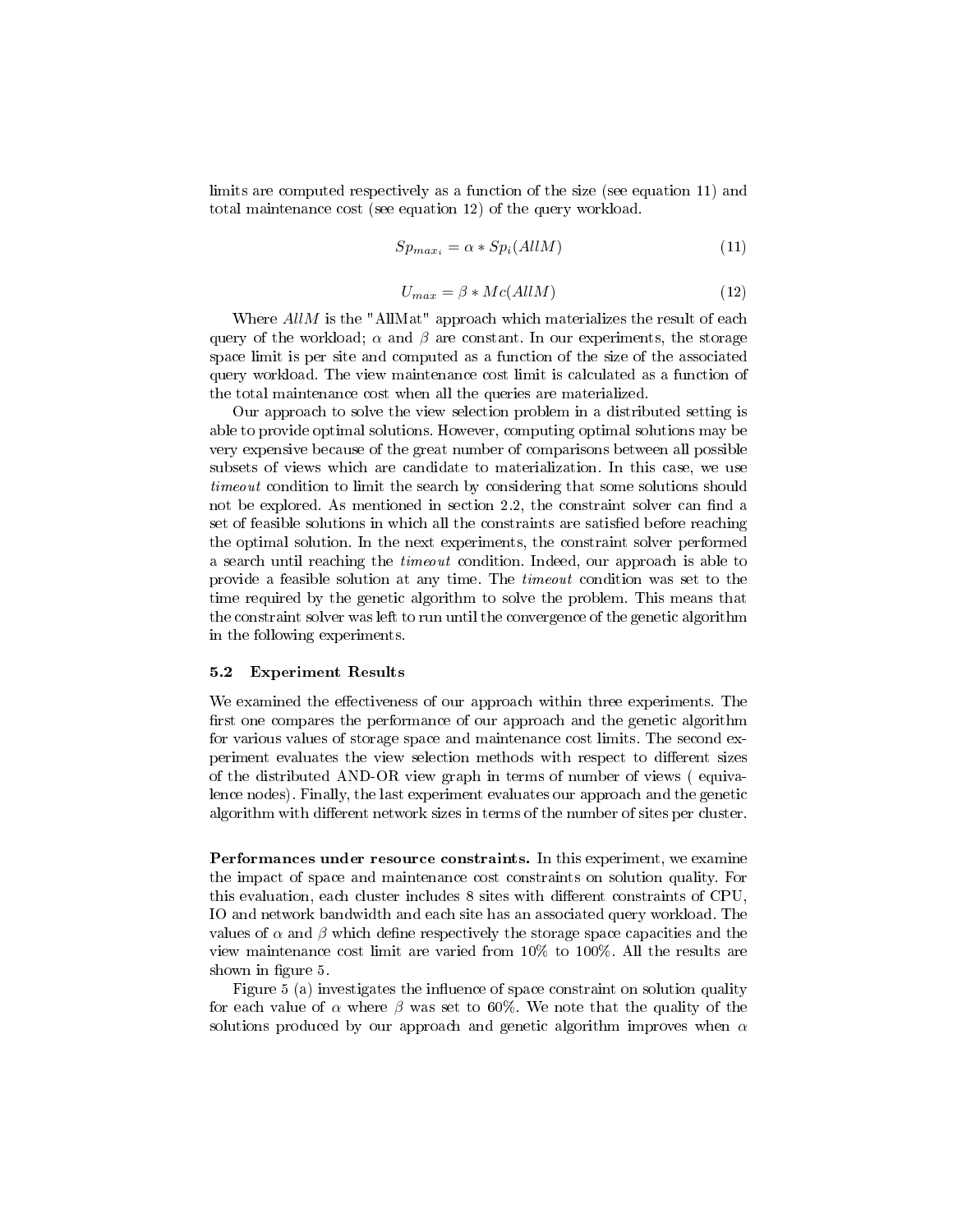limits are computed respectively as a function of the size (see equation 11) and total maintenance cost (see equation 12) of the query workload.

$$Sp_{max_i} = \alpha * Sp_i(AllM) \tag{11}$$

$$U_{max} = \beta * Mc(AllM) \tag{12}$$

Where $AllM$ is the "AllMat" approach which materializes the result of each query of the workload; $\alpha$ and $\beta$ are constant. In our experiments, the storage space limit is per site and computed as a function of the size of the associated query workload. The view maintenance cost limit is calculated as a function of the total maintenance cost when all the queries are materialized.

Our approach to solve the view selection problem in a distributed setting is able to provide optimal solutions. However, computing optimal solutions may be very expensive because of the great number of comparisons between all possible subsets of views which are candidate to materialization. In this case, we use *timeout* condition to limit the search by considering that some solutions should not be explored. As mentioned in section 2.2, the constraint solver can find a set of feasible solutions in which all the constraints are satisfied before reaching the optimal solution. In the next experiments, the constraint solver performed a search until reaching the *timeout* condition. Indeed, our approach is able to provide a feasible solution at any time. The *timeout* condition was set to the time required by the genetic algorithm to solve the problem. This means that the constraint solver was left to run until the convergence of the genetic algorithm in the following experiments.

### 5.2 Experiment Results

We examined the effectiveness of our approach within three experiments. The first one compares the performance of our approach and the genetic algorithm for various values of storage space and maintenance cost limits. The second experiment evaluates the view selection methods with respect to different sizes of the distributed AND-OR view graph in terms of number of views ( equivalence nodes). Finally, the last experiment evaluates our approach and the genetic algorithm with different network sizes in terms of the number of sites per cluster.

**Performances under resource constraints.** In this experiment, we examine the impact of space and maintenance cost constraints on solution quality. For this evaluation, each cluster includes 8 sites with different constraints of CPU, IO and network bandwidth and each site has an associated query workload. The values of $\alpha$ and $\beta$ which define respectively the storage space capacities and the view maintenance cost limit are varied from 10% to 100%. All the results are shown in figure 5.

Figure 5 (a) investigates the influence of space constraint on solution quality for each value of $\alpha$ where $\beta$ was set to 60%. We note that the quality of the solutions produced by our approach and genetic algorithm improves when $\alpha$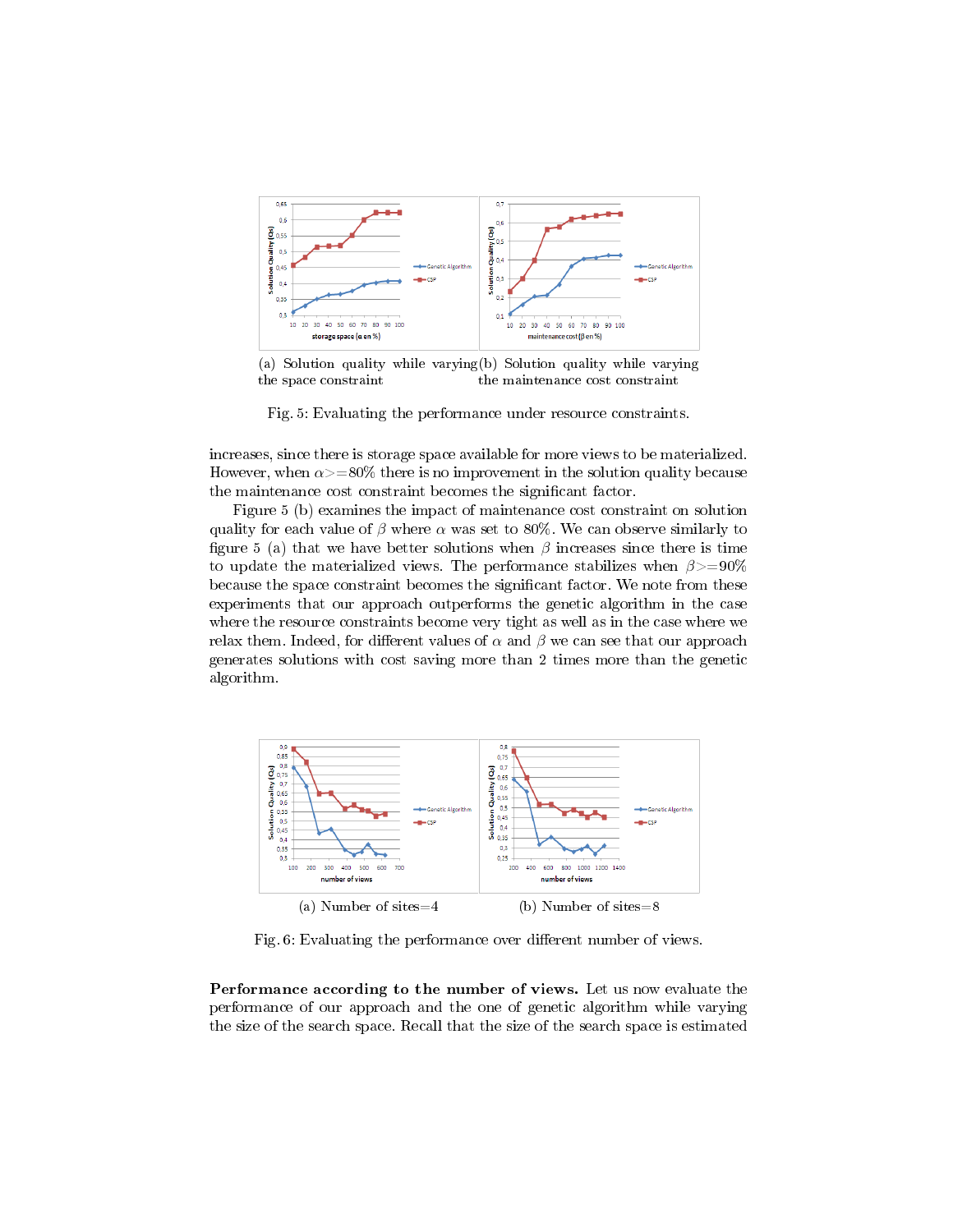(a) Solution quality while varying the space constraint

(b) Solution quality while varying the maintenance cost constraint

Fig. 5: Evaluating the performance under resource constraints.

increases, since there is storage space available for more views to be materialized. However, when $\alpha$>=80% there is no improvement in the solution quality because the maintenance cost constraint becomes the significant factor.

Figure 5 (b) examines the impact of maintenance cost constraint on solution quality for each value of $\beta$ where $\alpha$ was set to 80%. We can observe similarly to figure 5 (a) that we have better solutions when $\beta$ increases since there is time to update the materialized views. The performance stabilizes when $\beta$>=90% because the space constraint becomes the significant factor. We note from these experiments that our approach outperforms the genetic algorithm in the case where the resource constraints become very tight as well as in the case where we relax them. Indeed, for different values of $\alpha$ and $\beta$ we can see that our approach generates solutions with cost saving more than 2 times more than the genetic algorithm.

(a) Number of sites=4

(b) Number of sites=8

Fig. 6: Evaluating the performance over different number of views.

**Performance according to the number of views.** Let us now evaluate the performance of our approach and the one of genetic algorithm while varying the size of the search space. Recall that the size of the search space is estimated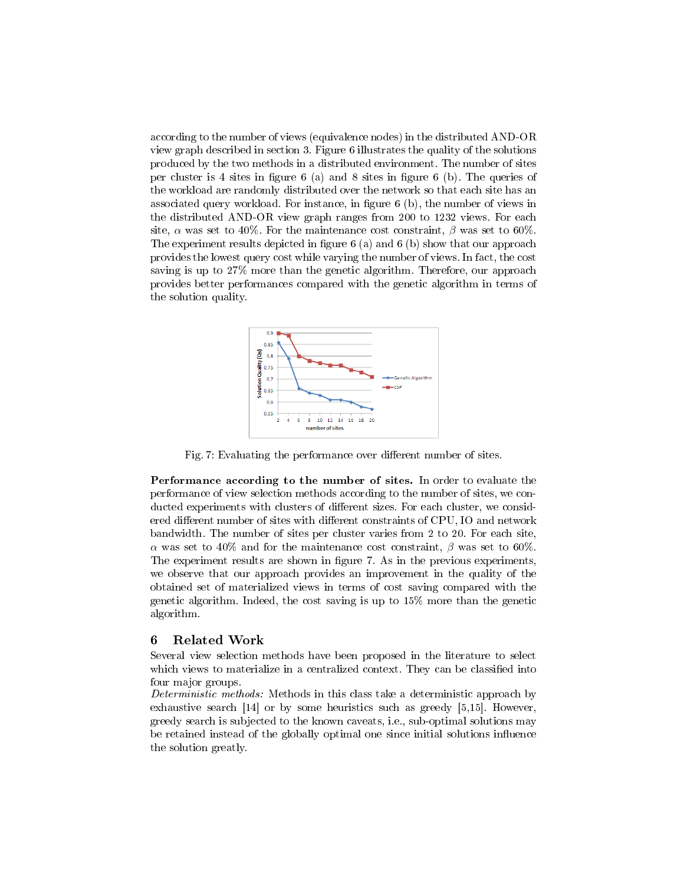according to the number of views (equivalence nodes) in the distributed AND-OR view graph described in section 3. Figure 6 illustrates the quality of the solutions produced by the two methods in a distributed environment. The number of sites per cluster is 4 sites in figure 6 (a) and 8 sites in figure 6 (b). The queries of the workload are randomly distributed over the network so that each site has an associated query workload. For instance, in figure 6 (b), the number of views in the distributed AND-OR view graph ranges from 200 to 1232 views. For each site, $\alpha$ was set to 40%. For the maintenance cost constraint, $\beta$ was set to 60%. The experiment results depicted in figure 6 (a) and 6 (b) show that our approach provides the lowest query cost while varying the number of views. In fact, the cost saving is up to 27% more than the genetic algorithm. Therefore, our approach provides better performances compared with the genetic algorithm in terms of the solution quality.

Fig. 7: Evaluating the performance over different number of sites.

**Performance according to the number of sites.** In order to evaluate the performance of view selection methods according to the number of sites, we conducted experiments with clusters of different sizes. For each cluster, we considered different number of sites with different constraints of CPU, IO and network bandwidth. The number of sites per cluster varies from 2 to 20. For each site, $\alpha$ was set to 40% and for the maintenance cost constraint, $\beta$ was set to 60%. The experiment results are shown in figure 7. As in the previous experiments, we observe that our approach provides an improvement in the quality of the obtained set of materialized views in terms of cost saving compared with the genetic algorithm. Indeed, the cost saving is up to 15% more than the genetic algorithm.

## 6 Related Work

Several view selection methods have been proposed in the literature to select which views to materialize in a centralized context. They can be classified into four major groups.

*Deterministic methods:* Methods in this class take a deterministic approach by exhaustive search [14] or by some heuristics such as greedy [5,15]. However, greedy search is subjected to the known caveats, i.e., sub-optimal solutions may be retained instead of the globally optimal one since initial solutions influence the solution greatly.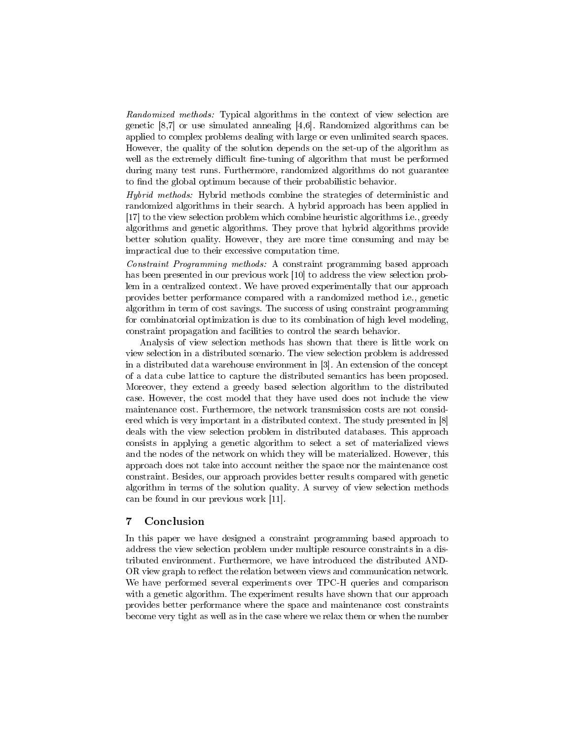*Randomized methods:* Typical algorithms in the context of view selection are genetic [8,7] or use simulated annealing [4,6]. Randomized algorithms can be applied to complex problems dealing with large or even unlimited search spaces. However, the quality of the solution depends on the set-up of the algorithm as well as the extremely difficult fine-tuning of algorithm that must be performed during many test runs. Furthermore, randomized algorithms do not guarantee to find the global optimum because of their probabilistic behavior.

*Hybrid methods:* Hybrid methods combine the strategies of deterministic and randomized algorithms in their search. A hybrid approach has been applied in [17] to the view selection problem which combine heuristic algorithms i.e., greedy algorithms and genetic algorithms. They prove that hybrid algorithms provide better solution quality. However, they are more time consuming and may be impractical due to their excessive computation time.

*Constraint Programming methods:* A constraint programming based approach has been presented in our previous work [10] to address the view selection problem in a centralized context. We have proved experimentally that our approach provides better performance compared with a randomized method i.e., genetic algorithm in term of cost savings. The success of using constraint programming for combinatorial optimization is due to its combination of high level modeling, constraint propagation and facilities to control the search behavior.

Analysis of view selection methods has shown that there is little work on view selection in a distributed scenario. The view selection problem is addressed in a distributed data warehouse environment in [3]. An extension of the concept of a data cube lattice to capture the distributed semantics has been proposed. Moreover, they extend a greedy based selection algorithm to the distributed case. However, the cost model that they have used does not include the view maintenance cost. Furthermore, the network transmission costs are not considered which is very important in a distributed context. The study presented in [8] deals with the view selection problem in distributed databases. This approach consists in applying a genetic algorithm to select a set of materialized views and the nodes of the network on which they will be materialized. However, this approach does not take into account neither the space nor the maintenance cost constraint. Besides, our approach provides better results compared with genetic algorithm in terms of the solution quality. A survey of view selection methods can be found in our previous work [11].

## 7 Conclusion

In this paper we have designed a constraint programming based approach to address the view selection problem under multiple resource constraints in a distributed environment. Furthermore, we have introduced the distributed AND-OR view graph to reflect the relation between views and communication network. We have performed several experiments over TPC-H queries and comparison with a genetic algorithm. The experiment results have shown that our approach provides better performance where the space and maintenance cost constraints become very tight as well as in the case where we relax them or when the number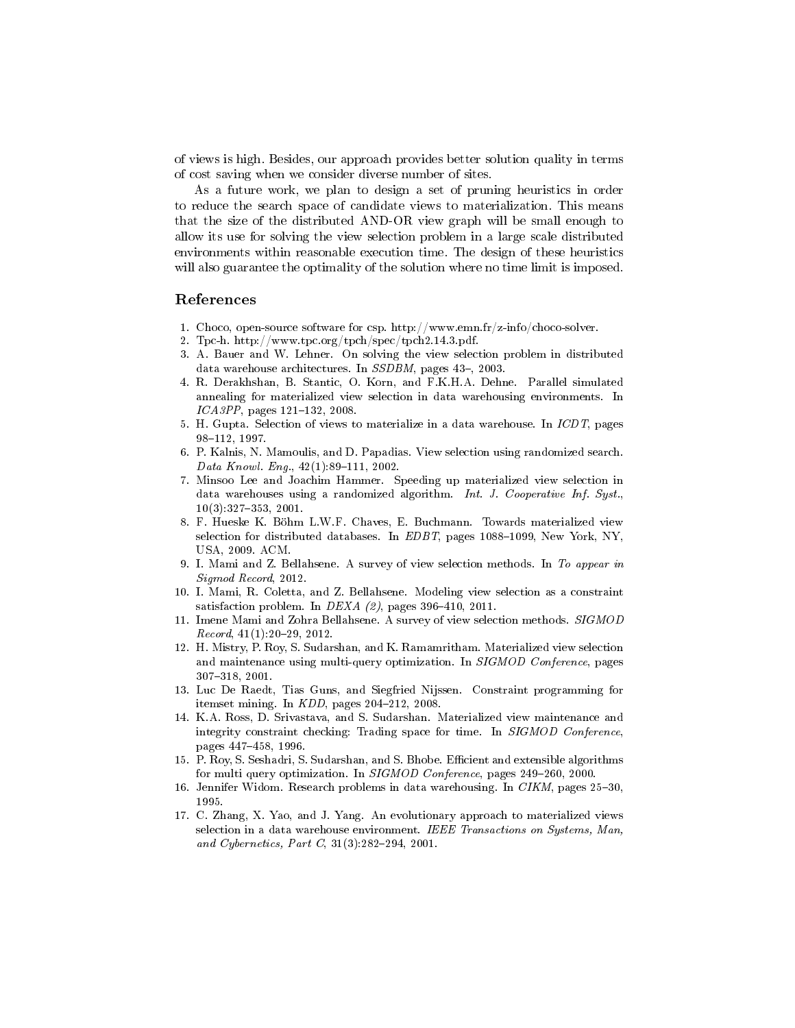of views is high. Besides, our approach provides better solution quality in terms of cost saving when we consider diverse number of sites.

As a future work, we plan to design a set of pruning heuristics in order to reduce the search space of candidate views to materialization. This means that the size of the distributed AND-OR view graph will be small enough to allow its use for solving the view selection problem in a large scale distributed environments within reasonable execution time. The design of these heuristics will also guarantee the optimality of the solution where no time limit is imposed.

## References

1. Choco, open-source software for csp. http://www.emn.fr/z-info/choco-solver.
2. Tpc-h. http://www.tpc.org/tpch/spec/tpch2.14.3.pdf.
3. A. Bauer and W. Lehner. On solving the view selection problem in distributed data warehouse architectures. In *SSDBM*, pages 43–, 2003.
4. R. Derakhshan, B. Stantic, O. Korn, and F.K.H.A. Dehne. Parallel simulated annealing for materialized view selection in data warehousing environments. In *ICA3PP*, pages 121–132, 2008.
5. H. Gupta. Selection of views to materialize in a data warehouse. In *ICDT*, pages 98–112, 1997.
6. P. Kalnis, N. Mamoulis, and D. Papadias. View selection using randomized search. *Data Knowl. Eng.*, 42(1):89–111, 2002.
7. Minsoo Lee and Joachim Hammer. Speeding up materialized view selection in data warehouses using a randomized algorithm. *Int. J. Cooperative Inf. Syst.*, 10(3):327–353, 2001.
8. F. Hueske K. Böhm L.W.F. Chaves, E. Buchmann. Towards materialized view selection for distributed databases. In *EDBT*, pages 1088–1099, New York, NY, USA, 2009. ACM.
9. I. Mami and Z. Bellahsene. A survey of view selection methods. In *To appear in Sigmod Record*, 2012.
10. I. Mami, R. Coletta, and Z. Bellahsene. Modeling view selection as a constraint satisfaction problem. In *DEXA (2)*, pages 396–410, 2011.
11. Imene Mami and Zohra Bellahsene. A survey of view selection methods. *SIGMOD Record*, 41(1):20–29, 2012.
12. H. Mistry, P. Roy, S. Sudarshan, and K. Ramamritham. Materialized view selection and maintenance using multi-query optimization. In *SIGMOD Conference*, pages 307–318, 2001.
13. Luc De Raedt, Tias Guns, and Siegfried Nijssen. Constraint programming for itemset mining. In *KDD*, pages 204–212, 2008.
14. K.A. Ross, D. Srivastava, and S. Sudarshan. Materialized view maintenance and integrity constraint checking: Trading space for time. In *SIGMOD Conference*, pages 447–458, 1996.
15. P. Roy, S. Seshadri, S. Sudarshan, and S. Bhobe. Efficient and extensible algorithms for multi query optimization. In *SIGMOD Conference*, pages 249–260, 2000.
16. Jennifer Widom. Research problems in data warehousing. In *CIKM*, pages 25–30, 1995.
17. C. Zhang, X. Yao, and J. Yang. An evolutionary approach to materialized views selection in a data warehouse environment. *IEEE Transactions on Systems, Man, and Cybernetics, Part C*, 31(3):282–294, 2001.